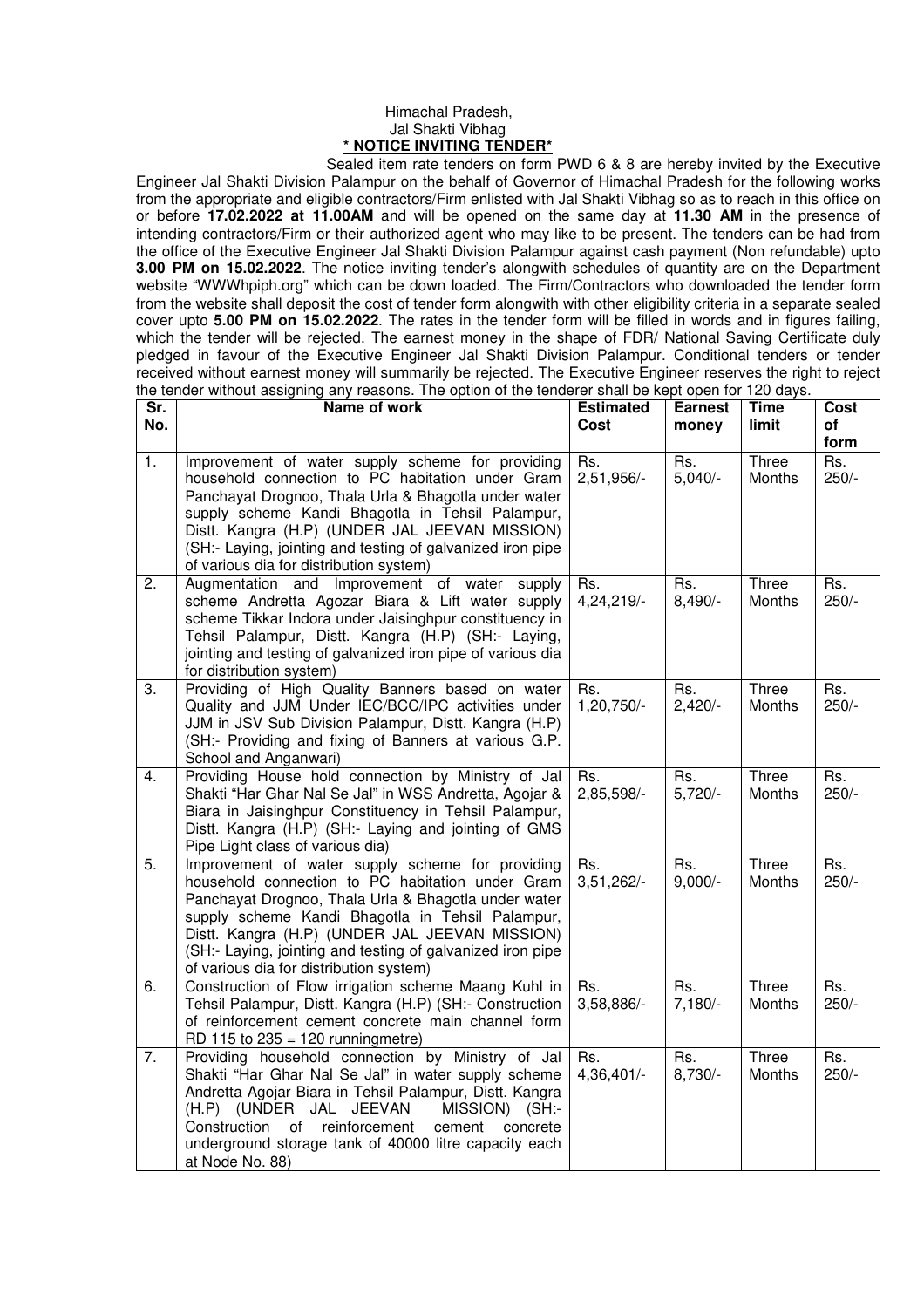Himachal Pradesh,
Jal Shakti Vibhag

**\* NOTICE INVITING TENDER\***

Sealed item rate tenders on form PWD 6 & 8 are hereby invited by the Executive Engineer Jal Shakti Division Palampur on the behalf of Governor of Himachal Pradesh for the following works from the appropriate and eligible contractors/Firm enlisted with Jal Shakti Vibhag so as to reach in this office on or before **17.02.2022 at 11.00AM** and will be opened on the same day at **11.30 AM** in the presence of intending contractors/Firm or their authorized agent who may like to be present. The tenders can be had from the office of the Executive Engineer Jal Shakti Division Palampur against cash payment (Non refundable) upto **3.00 PM on 15.02.2022**. The notice inviting tender's alongwith schedules of quantity are on the Department website "WWWhpiph.org" which can be down loaded. The Firm/Contractors who downloaded the tender form from the website shall deposit the cost of tender form alongwith with other eligibility criteria in a separate sealed cover upto **5.00 PM on 15.02.2022**. The rates in the tender form will be filled in words and in figures failing, which the tender will be rejected. The earnest money in the shape of FDR/ National Saving Certificate duly pledged in favour of the Executive Engineer Jal Shakti Division Palampur. Conditional tenders or tender received without earnest money will summarily be rejected. The Executive Engineer reserves the right to reject the tender without assigning any reasons. The option of the tenderer shall be kept open for 120 days.

| Sr. No. | Name of work | Estimated Cost | Earnest money | Time limit | Cost of form |
|---|---|---|---|---|---|
| 1. | Improvement of water supply scheme for providing household connection to PC habitation under Gram Panchayat Drognoo, Thala Urla & Bhagotla under water supply scheme Kandi Bhagotla in Tehsil Palampur, Distt. Kangra (H.P) (UNDER JAL JEEVAN MISSION) (SH:- Laying, jointing and testing of galvanized iron pipe of various dia for distribution system) | Rs. 2,51,956/- | Rs. 5,040/- | Three Months | Rs. 250/- |
| 2. | Augmentation and Improvement of water supply scheme Andretta Agozar Biara & Lift water supply scheme Tikkar Indora under Jaisinghpur constituency in Tehsil Palampur, Distt. Kangra (H.P) (SH:- Laying, jointing and testing of galvanized iron pipe of various dia for distribution system) | Rs. 4,24,219/- | Rs. 8,490/- | Three Months | Rs. 250/- |
| 3. | Providing of High Quality Banners based on water Quality and JJM Under IEC/BCC/IPC activities under JJM in JSV Sub Division Palampur, Distt. Kangra (H.P) (SH:- Providing and fixing of Banners at various G.P. School and Anganwari) | Rs. 1,20,750/- | Rs. 2,420/- | Three Months | Rs. 250/- |
| 4. | Providing House hold connection by Ministry of Jal Shakti "Har Ghar Nal Se Jal" in WSS Andretta, Agojar & Biara in Jaisinghpur Constituency in Tehsil Palampur, Distt. Kangra (H.P) (SH:- Laying and jointing of GMS Pipe Light class of various dia) | Rs. 2,85,598/- | Rs. 5,720/- | Three Months | Rs. 250/- |
| 5. | Improvement of water supply scheme for providing household connection to PC habitation under Gram Panchayat Drognoo, Thala Urla & Bhagotla under water supply scheme Kandi Bhagotla in Tehsil Palampur, Distt. Kangra (H.P) (UNDER JAL JEEVAN MISSION) (SH:- Laying, jointing and testing of galvanized iron pipe of various dia for distribution system) | Rs. 3,51,262/- | Rs. 9,000/- | Three Months | Rs. 250/- |
| 6. | Construction of Flow irrigation scheme Maang Kuhl in Tehsil Palampur, Distt. Kangra (H.P) (SH:- Construction of reinforcement cement concrete main channel form RD 115 to 235 = 120 runningmetre) | Rs. 3,58,886/- | Rs. 7,180/- | Three Months | Rs. 250/- |
| 7. | Providing household connection by Ministry of Jal Shakti "Har Ghar Nal Se Jal" in water supply scheme Andretta Agojar Biara in Tehsil Palampur, Distt. Kangra (H.P) (UNDER JAL JEEVAN MISSION) (SH:- Construction of reinforcement cement concrete underground storage tank of 40000 litre capacity each at Node No. 88) | Rs. 4,36,401/- | Rs. 8,730/- | Three Months | Rs. 250/- |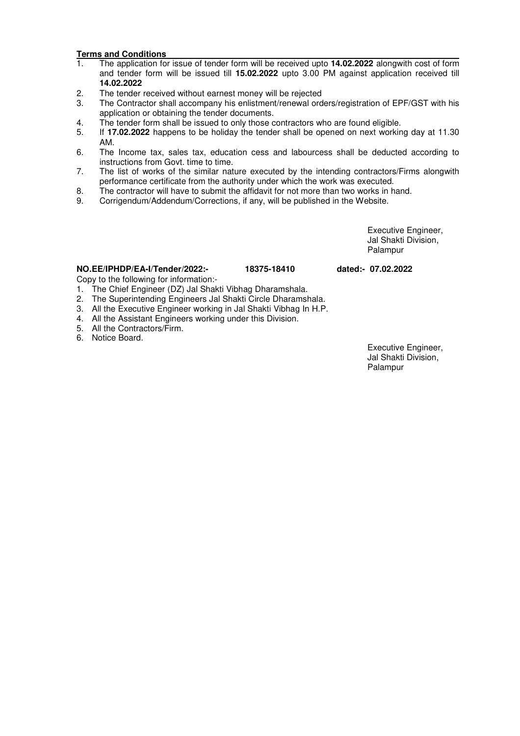**Terms and Conditions**

1. The application for issue of tender form will be received upto **14.02.2022** alongwith cost of form and tender form will be issued till **15.02.2022** upto 3.00 PM against application received till **14.02.2022**
2. The tender received without earnest money will be rejected
3. The Contractor shall accompany his enlistment/renewal orders/registration of EPF/GST with his application or obtaining the tender documents.
4. The tender form shall be issued to only those contractors who are found eligible.
5. If **17.02.2022** happens to be holiday the tender shall be opened on next working day at 11.30 AM.
6. The Income tax, sales tax, education cess and labourcess shall be deducted according to instructions from Govt. time to time.
7. The list of works of the similar nature executed by the intending contractors/Firms alongwith performance certificate from the authority under which the work was executed.
8. The contractor will have to submit the affidavit for not more than two works in hand.
9. Corrigendum/Addendum/Corrections, if any, will be published in the Website.

Executive Engineer,
Jal Shakti Division,
Palampur

**NO.EE/IPHDP/EA-I/Tender/2022:- 18375-18410 dated:- 07.02.2022**

Copy to the following for information:-

1. The Chief Engineer (DZ) Jal Shakti Vibhag Dharamshala.
2. The Superintending Engineers Jal Shakti Circle Dharamshala.
3. All the Executive Engineer working in Jal Shakti Vibhag In H.P.
4. All the Assistant Engineers working under this Division.
5. All the Contractors/Firm.
6. Notice Board.

Executive Engineer,
Jal Shakti Division,
Palampur